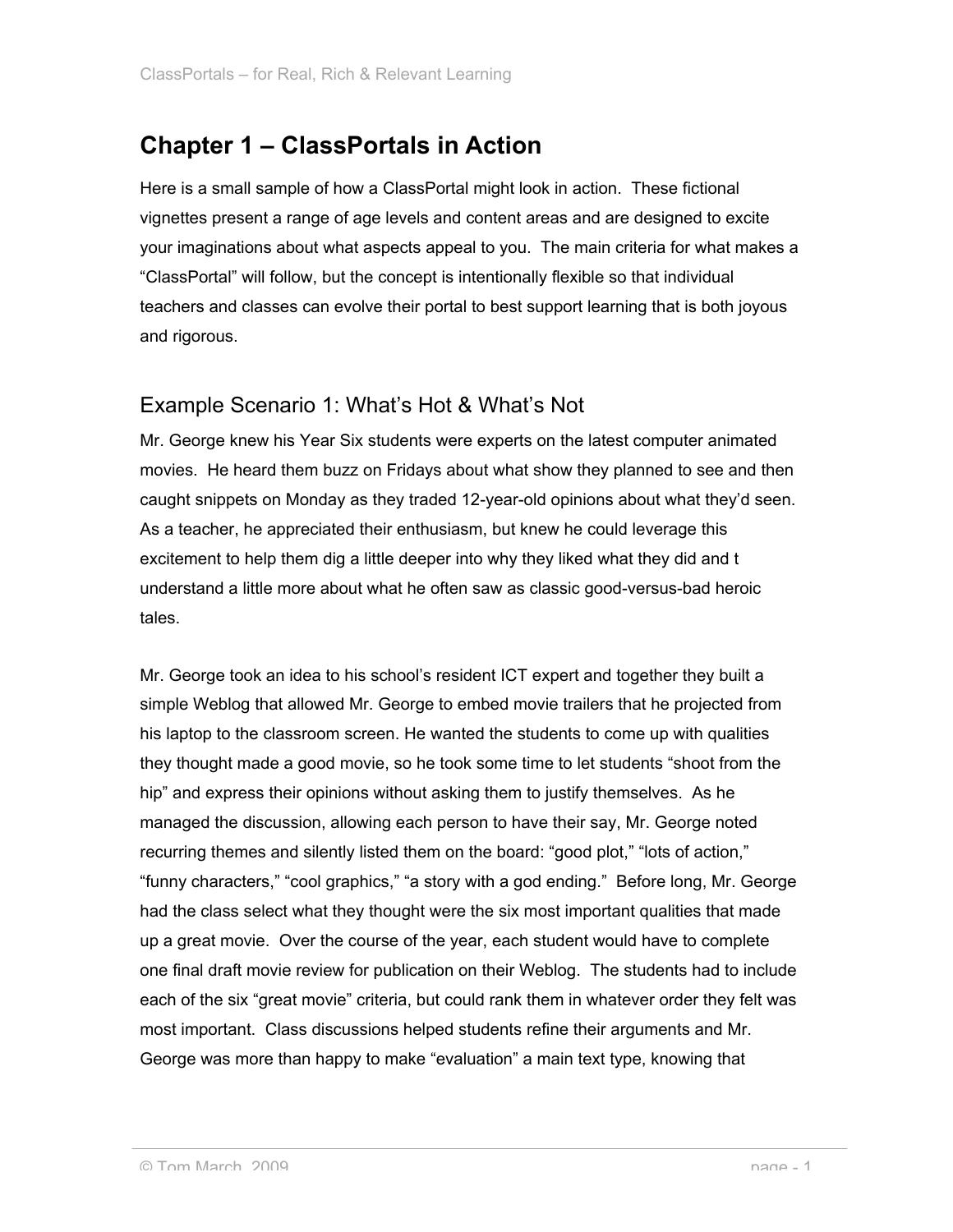# Chapter 1 – ClassPortals in Action

Here is a small sample of how a ClassPortal might look in action. These fictional vignettes present a range of age levels and content areas and are designed to excite your imaginations about what aspects appeal to you. The main criteria for what makes a "ClassPortal" will follow, but the concept is intentionally flexible so that individual teachers and classes can evolve their portal to best support learning that is both joyous and rigorous.

## Example Scenario 1: What's Hot & What's Not

Mr. George knew his Year Six students were experts on the latest computer animated movies. He heard them buzz on Fridays about what show they planned to see and then caught snippets on Monday as they traded 12-year-old opinions about what they'd seen. As a teacher, he appreciated their enthusiasm, but knew he could leverage this excitement to help them dig a little deeper into why they liked what they did and t understand a little more about what he often saw as classic good-versus-bad heroic tales.

Mr. George took an idea to his school's resident ICT expert and together they built a simple Weblog that allowed Mr. George to embed movie trailers that he projected from his laptop to the classroom screen. He wanted the students to come up with qualities they thought made a good movie, so he took some time to let students "shoot from the hip" and express their opinions without asking them to justify themselves. As he managed the discussion, allowing each person to have their say, Mr. George noted recurring themes and silently listed them on the board: "good plot," "lots of action," "funny characters," "cool graphics," "a story with a god ending." Before long, Mr. George had the class select what they thought were the six most important qualities that made up a great movie. Over the course of the year, each student would have to complete one final draft movie review for publication on their Weblog. The students had to include each of the six "great movie" criteria, but could rank them in whatever order they felt was most important. Class discussions helped students refine their arguments and Mr. George was more than happy to make "evaluation" a main text type, knowing that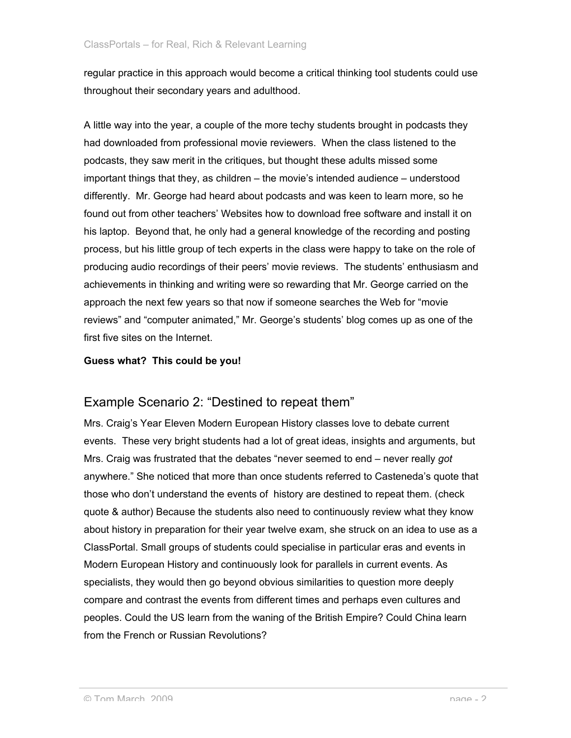regular practice in this approach would become a critical thinking tool students could use throughout their secondary years and adulthood.

A little way into the year, a couple of the more techy students brought in podcasts they had downloaded from professional movie reviewers. When the class listened to the podcasts, they saw merit in the critiques, but thought these adults missed some important things that they, as children – the movie's intended audience – understood differently. Mr. George had heard about podcasts and was keen to learn more, so he found out from other teachers' Websites how to download free software and install it on his laptop. Beyond that, he only had a general knowledge of the recording and posting process, but his little group of tech experts in the class were happy to take on the role of producing audio recordings of their peers' movie reviews. The students' enthusiasm and achievements in thinking and writing were so rewarding that Mr. George carried on the approach the next few years so that now if someone searches the Web for "movie reviews" and "computer animated," Mr. George's students' blog comes up as one of the first five sites on the Internet.

**Guess what? This could be you!**

## Example Scenario 2: "Destined to repeat them"

Mrs. Craig's Year Eleven Modern European History classes love to debate current events. These very bright students had a lot of great ideas, insights and arguments, but Mrs. Craig was frustrated that the debates "never seemed to end – never really *got* anywhere." She noticed that more than once students referred to Casteneda's quote that those who don't understand the events of history are destined to repeat them. (check quote & author) Because the students also need to continuously review what they know about history in preparation for their year twelve exam, she struck on an idea to use as a ClassPortal. Small groups of students could specialise in particular eras and events in Modern European History and continuously look for parallels in current events. As specialists, they would then go beyond obvious similarities to question more deeply compare and contrast the events from different times and perhaps even cultures and peoples. Could the US learn from the waning of the British Empire? Could China learn from the French or Russian Revolutions?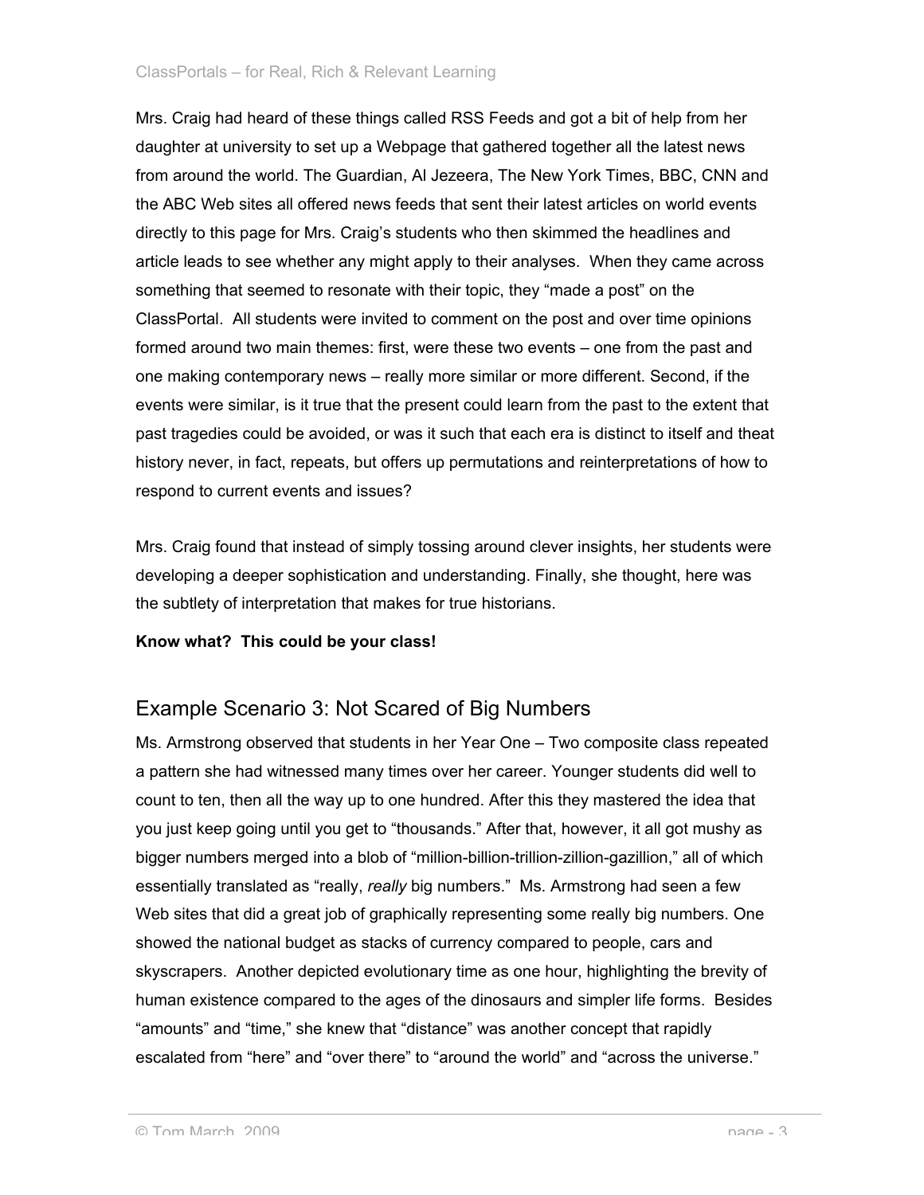Mrs. Craig had heard of these things called RSS Feeds and got a bit of help from her daughter at university to set up a Webpage that gathered together all the latest news from around the world. The Guardian, Al Jezeera, The New York Times, BBC, CNN and the ABC Web sites all offered news feeds that sent their latest articles on world events directly to this page for Mrs. Craig's students who then skimmed the headlines and article leads to see whether any might apply to their analyses. When they came across something that seemed to resonate with their topic, they "made a post" on the ClassPortal. All students were invited to comment on the post and over time opinions formed around two main themes: first, were these two events – one from the past and one making contemporary news – really more similar or more different. Second, if the events were similar, is it true that the present could learn from the past to the extent that past tragedies could be avoided, or was it such that each era is distinct to itself and theat history never, in fact, repeats, but offers up permutations and reinterpretations of how to respond to current events and issues?

Mrs. Craig found that instead of simply tossing around clever insights, her students were developing a deeper sophistication and understanding. Finally, she thought, here was the subtlety of interpretation that makes for true historians.

**Know what? This could be your class!**

## Example Scenario 3: Not Scared of Big Numbers

Ms. Armstrong observed that students in her Year One – Two composite class repeated a pattern she had witnessed many times over her career. Younger students did well to count to ten, then all the way up to one hundred. After this they mastered the idea that you just keep going until you get to "thousands." After that, however, it all got mushy as bigger numbers merged into a blob of "million-billion-trillion-zillion-gazillion," all of which essentially translated as "really, *really* big numbers." Ms. Armstrong had seen a few Web sites that did a great job of graphically representing some really big numbers. One showed the national budget as stacks of currency compared to people, cars and skyscrapers. Another depicted evolutionary time as one hour, highlighting the brevity of human existence compared to the ages of the dinosaurs and simpler life forms. Besides "amounts" and "time," she knew that "distance" was another concept that rapidly escalated from "here" and "over there" to "around the world" and "across the universe."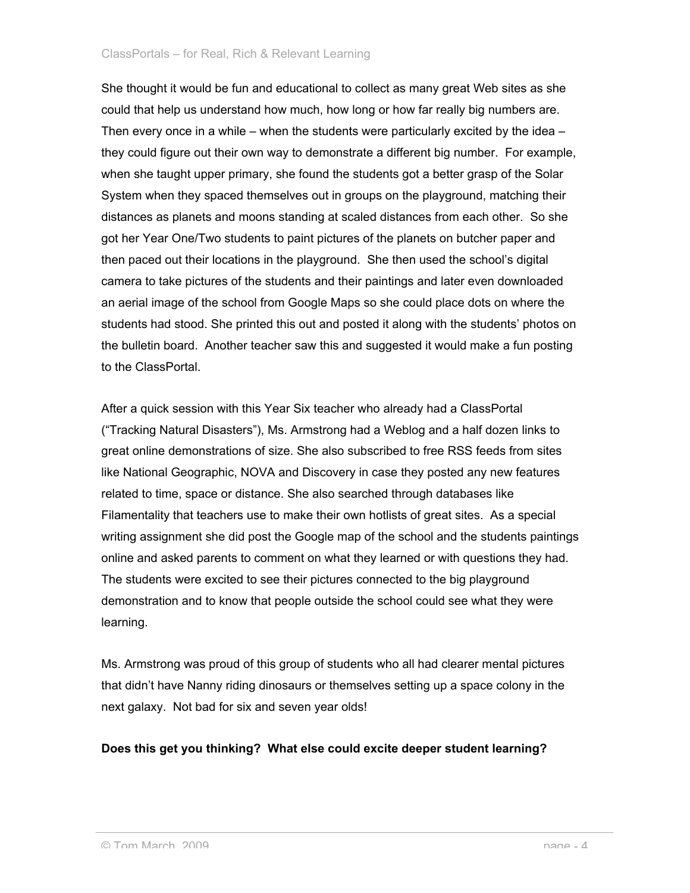She thought it would be fun and educational to collect as many great Web sites as she could that help us understand how much, how long or how far really big numbers are. Then every once in a while – when the students were particularly excited by the idea – they could figure out their own way to demonstrate a different big number. For example, when she taught upper primary, she found the students got a better grasp of the Solar System when they spaced themselves out in groups on the playground, matching their distances as planets and moons standing at scaled distances from each other. So she got her Year One/Two students to paint pictures of the planets on butcher paper and then paced out their locations in the playground. She then used the school's digital camera to take pictures of the students and their paintings and later even downloaded an aerial image of the school from Google Maps so she could place dots on where the students had stood. She printed this out and posted it along with the students' photos on the bulletin board. Another teacher saw this and suggested it would make a fun posting to the ClassPortal.

After a quick session with this Year Six teacher who already had a ClassPortal ("Tracking Natural Disasters"), Ms. Armstrong had a Weblog and a half dozen links to great online demonstrations of size. She also subscribed to free RSS feeds from sites like National Geographic, NOVA and Discovery in case they posted any new features related to time, space or distance. She also searched through databases like Filamentality that teachers use to make their own hotlists of great sites. As a special writing assignment she did post the Google map of the school and the students paintings online and asked parents to comment on what they learned or with questions they had. The students were excited to see their pictures connected to the big playground demonstration and to know that people outside the school could see what they were learning.

Ms. Armstrong was proud of this group of students who all had clearer mental pictures that didn't have Nanny riding dinosaurs or themselves setting up a space colony in the next galaxy. Not bad for six and seven year olds!

**Does this get you thinking? What else could excite deeper student learning?**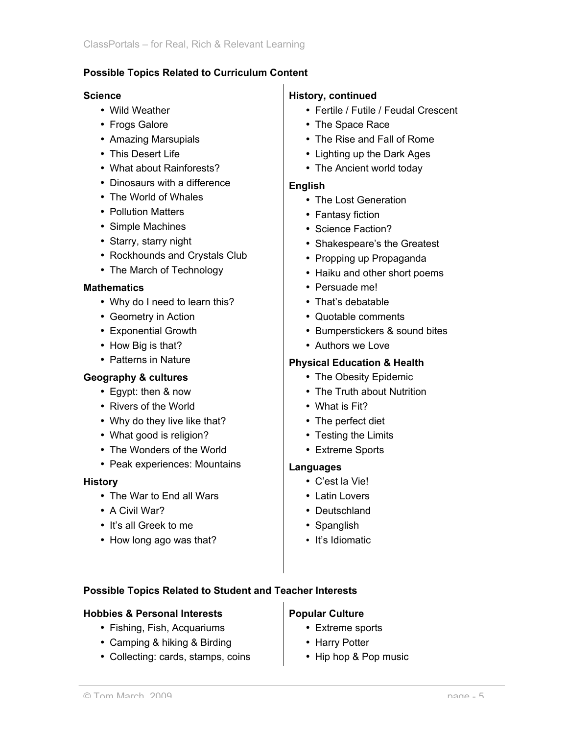## Possible Topics Related to Curriculum Content

### Science

- Wild Weather
- Frogs Galore
- Amazing Marsupials
- This Desert Life
- What about Rainforests?
- Dinosaurs with a difference
- The World of Whales
- Pollution Matters
- Simple Machines
- Starry, starry night
- Rockhounds and Crystals Club
- The March of Technology

### Mathematics

- Why do I need to learn this?
- Geometry in Action
- Exponential Growth
- How Big is that?
- Patterns in Nature

### Geography & cultures

- Egypt: then & now
- Rivers of the World
- Why do they live like that?
- What good is religion?
- The Wonders of the World
- Peak experiences: Mountains

### History

- The War to End all Wars
- A Civil War?
- It's all Greek to me
- How long ago was that?

### History, continued

- Fertile / Futile / Feudal Crescent
- The Space Race
- The Rise and Fall of Rome
- Lighting up the Dark Ages
- The Ancient world today

### English

- The Lost Generation
- Fantasy fiction
- Science Faction?
- Shakespeare's the Greatest
- Propping up Propaganda
- Haiku and other short poems
- Persuade me!
- That's debatable
- Quotable comments
- Bumperstickers & sound bites
- Authors we Love

### Physical Education & Health

- The Obesity Epidemic
- The Truth about Nutrition
- What is Fit?
- The perfect diet
- Testing the Limits
- Extreme Sports

### Languages

- C'est la Vie!
- Latin Lovers
- Deutschland
- Spanglish
- It's Idiomatic

## Possible Topics Related to Student and Teacher Interests

### Hobbies & Personal Interests

- Fishing, Fish, Acquariums
- Camping & hiking & Birding
- Collecting: cards, stamps, coins

### Popular Culture

- Extreme sports
- Harry Potter
- Hip hop & Pop music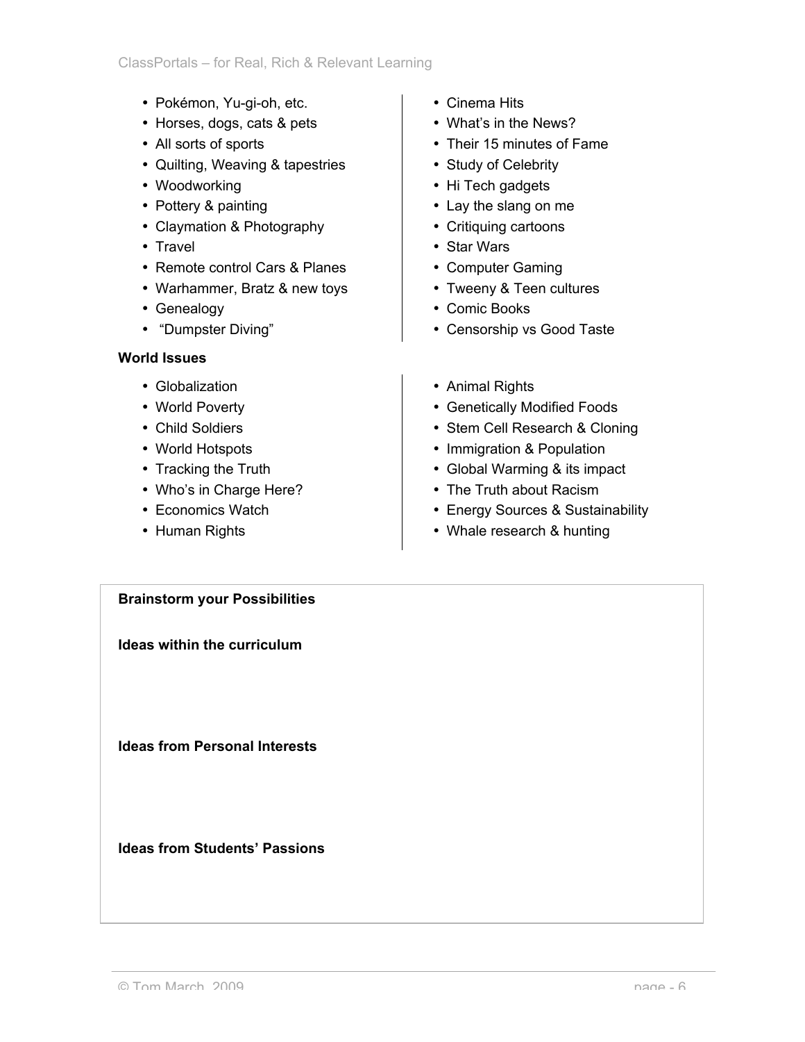- Pokémon, Yu-gi-oh, etc.
- Horses, dogs, cats & pets
- All sorts of sports
- Quilting, Weaving & tapestries
- Woodworking
- Pottery & painting
- Claymation & Photography
- Travel
- Remote control Cars & Planes
- Warhammer, Bratz & new toys
- Genealogy
- "Dumpster Diving"
- Cinema Hits
- What's in the News?
- Their 15 minutes of Fame
- Study of Celebrity
- Hi Tech gadgets
- Lay the slang on me
- Critiquing cartoons
- Star Wars
- Computer Gaming
- Tweeny & Teen cultures
- Comic Books
- Censorship vs Good Taste

**World Issues**

- Globalization
- World Poverty
- Child Soldiers
- World Hotspots
- Tracking the Truth
- Who's in Charge Here?
- Economics Watch
- Human Rights
- Animal Rights
- Genetically Modified Foods
- Stem Cell Research & Cloning
- Immigration & Population
- Global Warming & its impact
- The Truth about Racism
- Energy Sources & Sustainability
- Whale research & hunting

**Brainstorm your Possibilities**

**Ideas within the curriculum**

**Ideas from Personal Interests**

**Ideas from Students' Passions**

© Tom March, 2009